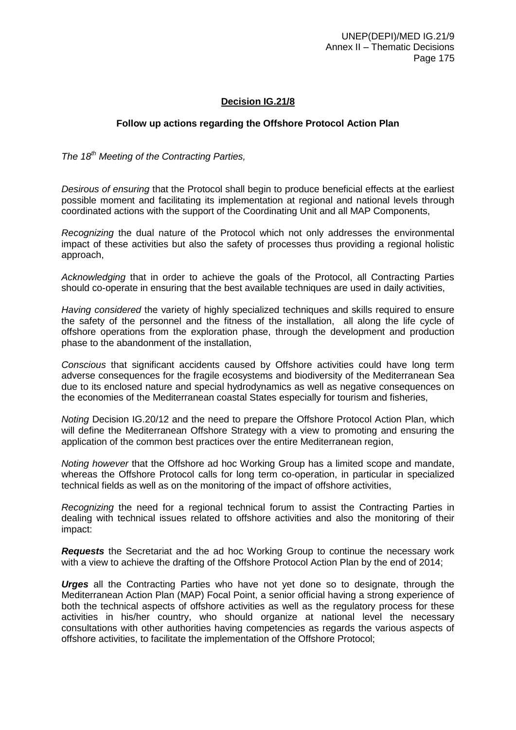**Decision IG.21/8**

**Follow up actions regarding the Offshore Protocol Action Plan**

*The 18th Meeting of the Contracting Parties,*

*Desirous of ensuring* that the Protocol shall begin to produce beneficial effects at the earliest possible moment and facilitating its implementation at regional and national levels through coordinated actions with the support of the Coordinating Unit and all MAP Components,

*Recognizing* the dual nature of the Protocol which not only addresses the environmental impact of these activities but also the safety of processes thus providing a regional holistic approach,

*Acknowledging* that in order to achieve the goals of the Protocol, all Contracting Parties should co-operate in ensuring that the best available techniques are used in daily activities,

*Having considered* the variety of highly specialized techniques and skills required to ensure the safety of the personnel and the fitness of the installation, all along the life cycle of offshore operations from the exploration phase, through the development and production phase to the abandonment of the installation,

*Conscious* that significant accidents caused by Offshore activities could have long term adverse consequences for the fragile ecosystems and biodiversity of the Mediterranean Sea due to its enclosed nature and special hydrodynamics as well as negative consequences on the economies of the Mediterranean coastal States especially for tourism and fisheries,

*Noting* Decision IG.20/12 and the need to prepare the Offshore Protocol Action Plan, which will define the Mediterranean Offshore Strategy with a view to promoting and ensuring the application of the common best practices over the entire Mediterranean region,

*Noting however* that the Offshore ad hoc Working Group has a limited scope and mandate, whereas the Offshore Protocol calls for long term co-operation, in particular in specialized technical fields as well as on the monitoring of the impact of offshore activities,

*Recognizing* the need for a regional technical forum to assist the Contracting Parties in dealing with technical issues related to offshore activities and also the monitoring of their impact:

***Requests*** the Secretariat and the ad hoc Working Group to continue the necessary work with a view to achieve the drafting of the Offshore Protocol Action Plan by the end of 2014;

***Urges*** all the Contracting Parties who have not yet done so to designate, through the Mediterranean Action Plan (MAP) Focal Point, a senior official having a strong experience of both the technical aspects of offshore activities as well as the regulatory process for these activities in his/her country, who should organize at national level the necessary consultations with other authorities having competencies as regards the various aspects of offshore activities, to facilitate the implementation of the Offshore Protocol;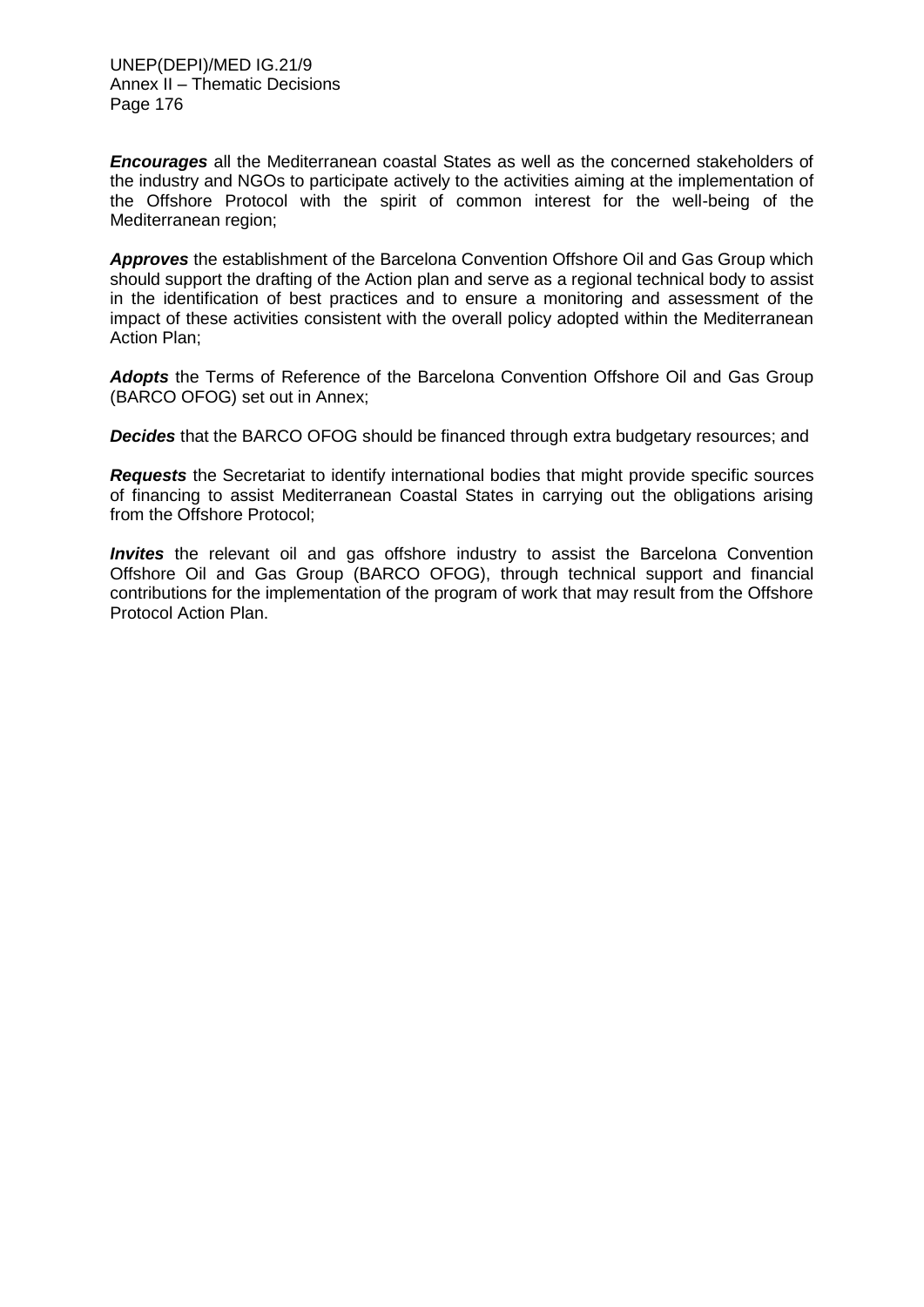***Encourages*** all the Mediterranean coastal States as well as the concerned stakeholders of the industry and NGOs to participate actively to the activities aiming at the implementation of the Offshore Protocol with the spirit of common interest for the well-being of the Mediterranean region;

***Approves*** the establishment of the Barcelona Convention Offshore Oil and Gas Group which should support the drafting of the Action plan and serve as a regional technical body to assist in the identification of best practices and to ensure a monitoring and assessment of the impact of these activities consistent with the overall policy adopted within the Mediterranean Action Plan;

***Adopts*** the Terms of Reference of the Barcelona Convention Offshore Oil and Gas Group (BARCO OFOG) set out in Annex;

***Decides*** that the BARCO OFOG should be financed through extra budgetary resources; and

***Requests*** the Secretariat to identify international bodies that might provide specific sources of financing to assist Mediterranean Coastal States in carrying out the obligations arising from the Offshore Protocol;

***Invites*** the relevant oil and gas offshore industry to assist the Barcelona Convention Offshore Oil and Gas Group (BARCO OFOG), through technical support and financial contributions for the implementation of the program of work that may result from the Offshore Protocol Action Plan.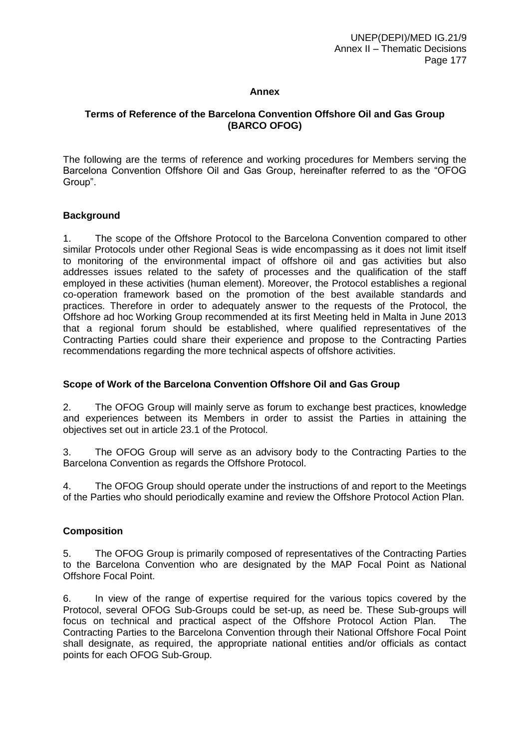**Annex**

**Terms of Reference of the Barcelona Convention Offshore Oil and Gas Group (BARCO OFOG)**

The following are the terms of reference and working procedures for Members serving the Barcelona Convention Offshore Oil and Gas Group, hereinafter referred to as the "OFOG Group".

**Background**

1. The scope of the Offshore Protocol to the Barcelona Convention compared to other similar Protocols under other Regional Seas is wide encompassing as it does not limit itself to monitoring of the environmental impact of offshore oil and gas activities but also addresses issues related to the safety of processes and the qualification of the staff employed in these activities (human element). Moreover, the Protocol establishes a regional co-operation framework based on the promotion of the best available standards and practices. Therefore in order to adequately answer to the requests of the Protocol, the Offshore ad hoc Working Group recommended at its first Meeting held in Malta in June 2013 that a regional forum should be established, where qualified representatives of the Contracting Parties could share their experience and propose to the Contracting Parties recommendations regarding the more technical aspects of offshore activities.

**Scope of Work of the Barcelona Convention Offshore Oil and Gas Group**

2. The OFOG Group will mainly serve as forum to exchange best practices, knowledge and experiences between its Members in order to assist the Parties in attaining the objectives set out in article 23.1 of the Protocol.

3. The OFOG Group will serve as an advisory body to the Contracting Parties to the Barcelona Convention as regards the Offshore Protocol.

4. The OFOG Group should operate under the instructions of and report to the Meetings of the Parties who should periodically examine and review the Offshore Protocol Action Plan.

**Composition**

5. The OFOG Group is primarily composed of representatives of the Contracting Parties to the Barcelona Convention who are designated by the MAP Focal Point as National Offshore Focal Point.

6. In view of the range of expertise required for the various topics covered by the Protocol, several OFOG Sub-Groups could be set-up, as need be. These Sub-groups will focus on technical and practical aspect of the Offshore Protocol Action Plan. The Contracting Parties to the Barcelona Convention through their National Offshore Focal Point shall designate, as required, the appropriate national entities and/or officials as contact points for each OFOG Sub-Group.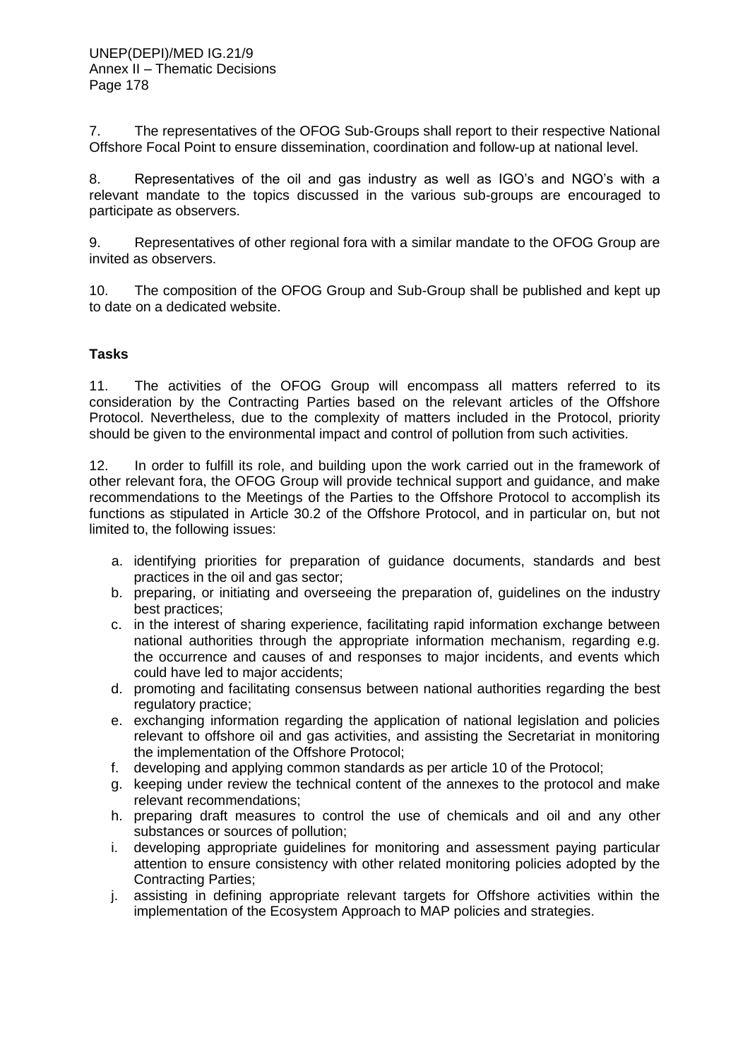7. The representatives of the OFOG Sub-Groups shall report to their respective National Offshore Focal Point to ensure dissemination, coordination and follow-up at national level.

8. Representatives of the oil and gas industry as well as IGO's and NGO's with a relevant mandate to the topics discussed in the various sub-groups are encouraged to participate as observers.

9. Representatives of other regional fora with a similar mandate to the OFOG Group are invited as observers.

10. The composition of the OFOG Group and Sub-Group shall be published and kept up to date on a dedicated website.

**Tasks**

11. The activities of the OFOG Group will encompass all matters referred to its consideration by the Contracting Parties based on the relevant articles of the Offshore Protocol. Nevertheless, due to the complexity of matters included in the Protocol, priority should be given to the environmental impact and control of pollution from such activities.

12. In order to fulfill its role, and building upon the work carried out in the framework of other relevant fora, the OFOG Group will provide technical support and guidance, and make recommendations to the Meetings of the Parties to the Offshore Protocol to accomplish its functions as stipulated in Article 30.2 of the Offshore Protocol, and in particular on, but not limited to, the following issues:

a. identifying priorities for preparation of guidance documents, standards and best practices in the oil and gas sector;
b. preparing, or initiating and overseeing the preparation of, guidelines on the industry best practices;
c. in the interest of sharing experience, facilitating rapid information exchange between national authorities through the appropriate information mechanism, regarding e.g. the occurrence and causes of and responses to major incidents, and events which could have led to major accidents;
d. promoting and facilitating consensus between national authorities regarding the best regulatory practice;
e. exchanging information regarding the application of national legislation and policies relevant to offshore oil and gas activities, and assisting the Secretariat in monitoring the implementation of the Offshore Protocol;
f. developing and applying common standards as per article 10 of the Protocol;
g. keeping under review the technical content of the annexes to the protocol and make relevant recommendations;
h. preparing draft measures to control the use of chemicals and oil and any other substances or sources of pollution;
i. developing appropriate guidelines for monitoring and assessment paying particular attention to ensure consistency with other related monitoring policies adopted by the Contracting Parties;
j. assisting in defining appropriate relevant targets for Offshore activities within the implementation of the Ecosystem Approach to MAP policies and strategies.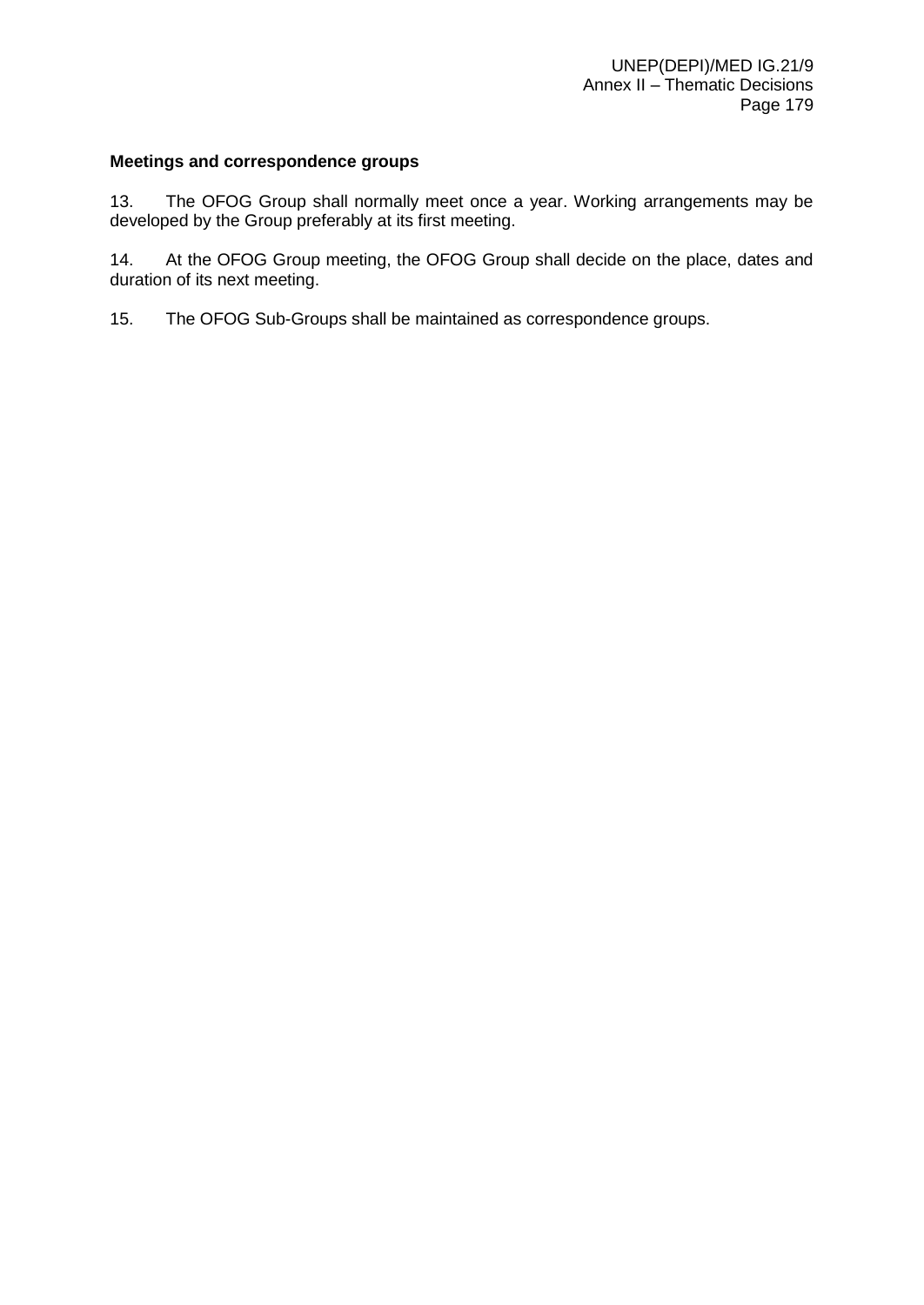**Meetings and correspondence groups**

13. The OFOG Group shall normally meet once a year. Working arrangements may be developed by the Group preferably at its first meeting.

14. At the OFOG Group meeting, the OFOG Group shall decide on the place, dates and duration of its next meeting.

15. The OFOG Sub-Groups shall be maintained as correspondence groups.